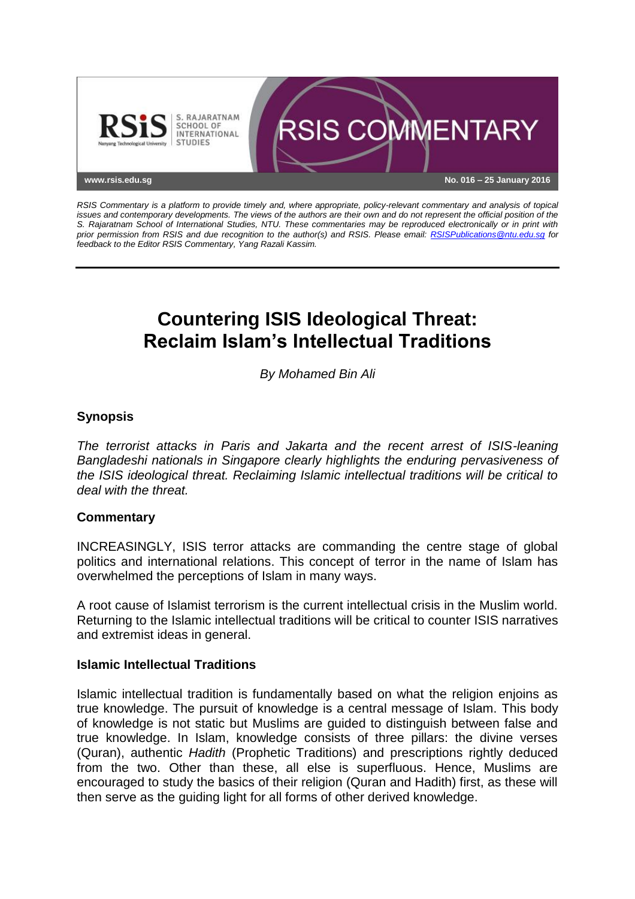RSIS COMMENTARY

www.rsis.edu.sg

No. 016 – 25 January 2016

*RSIS Commentary is a platform to provide timely and, where appropriate, policy-relevant commentary and analysis of topical issues and contemporary developments. The views of the authors are their own and do not represent the official position of the S. Rajaratnam School of International Studies, NTU. These commentaries may be reproduced electronically or in print with prior permission from RSIS and due recognition to the author(s) and RSIS. Please email: RSISPublications@ntu.edu.sg for feedback to the Editor RSIS Commentary, Yang Razali Kassim.*

# Countering ISIS Ideological Threat: Reclaim Islam's Intellectual Traditions

*By Mohamed Bin Ali*

### Synopsis

*The terrorist attacks in Paris and Jakarta and the recent arrest of ISIS-leaning Bangladeshi nationals in Singapore clearly highlights the enduring pervasiveness of the ISIS ideological threat. Reclaiming Islamic intellectual traditions will be critical to deal with the threat.*

### Commentary

INCREASINGLY, ISIS terror attacks are commanding the centre stage of global politics and international relations. This concept of terror in the name of Islam has overwhelmed the perceptions of Islam in many ways.

A root cause of Islamist terrorism is the current intellectual crisis in the Muslim world. Returning to the Islamic intellectual traditions will be critical to counter ISIS narratives and extremist ideas in general.

### Islamic Intellectual Traditions

Islamic intellectual tradition is fundamentally based on what the religion enjoins as true knowledge. The pursuit of knowledge is a central message of Islam. This body of knowledge is not static but Muslims are guided to distinguish between false and true knowledge. In Islam, knowledge consists of three pillars: the divine verses (Quran), authentic *Hadith* (Prophetic Traditions) and prescriptions rightly deduced from the two. Other than these, all else is superfluous. Hence, Muslims are encouraged to study the basics of their religion (Quran and Hadith) first, as these will then serve as the guiding light for all forms of other derived knowledge.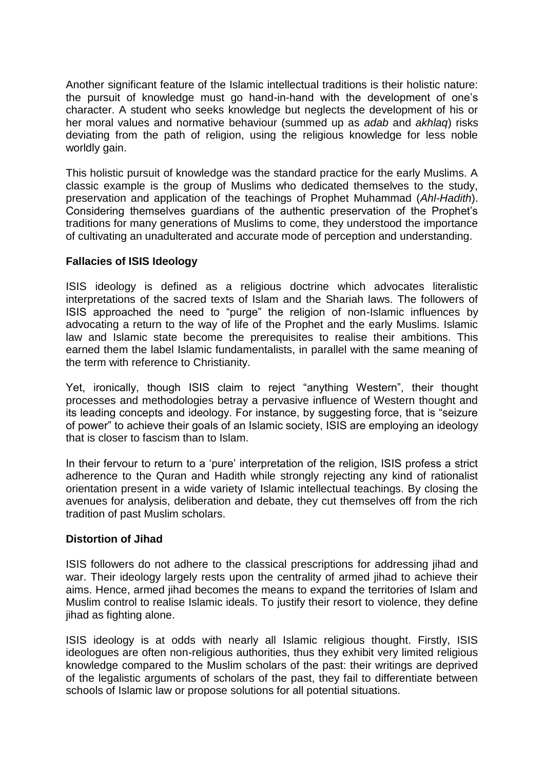Another significant feature of the Islamic intellectual traditions is their holistic nature: the pursuit of knowledge must go hand-in-hand with the development of one's character. A student who seeks knowledge but neglects the development of his or her moral values and normative behaviour (summed up as *adab* and *akhlaq*) risks deviating from the path of religion, using the religious knowledge for less noble worldly gain.

This holistic pursuit of knowledge was the standard practice for the early Muslims. A classic example is the group of Muslims who dedicated themselves to the study, preservation and application of the teachings of Prophet Muhammad (*Ahl-Hadith*). Considering themselves guardians of the authentic preservation of the Prophet's traditions for many generations of Muslims to come, they understood the importance of cultivating an unadulterated and accurate mode of perception and understanding.

**Fallacies of ISIS Ideology**

ISIS ideology is defined as a religious doctrine which advocates literalistic interpretations of the sacred texts of Islam and the Shariah laws. The followers of ISIS approached the need to "purge" the religion of non-Islamic influences by advocating a return to the way of life of the Prophet and the early Muslims. Islamic law and Islamic state become the prerequisites to realise their ambitions. This earned them the label Islamic fundamentalists, in parallel with the same meaning of the term with reference to Christianity.

Yet, ironically, though ISIS claim to reject "anything Western", their thought processes and methodologies betray a pervasive influence of Western thought and its leading concepts and ideology. For instance, by suggesting force, that is "seizure of power" to achieve their goals of an Islamic society, ISIS are employing an ideology that is closer to fascism than to Islam.

In their fervour to return to a 'pure' interpretation of the religion, ISIS profess a strict adherence to the Quran and Hadith while strongly rejecting any kind of rationalist orientation present in a wide variety of Islamic intellectual teachings. By closing the avenues for analysis, deliberation and debate, they cut themselves off from the rich tradition of past Muslim scholars.

**Distortion of Jihad**

ISIS followers do not adhere to the classical prescriptions for addressing jihad and war. Their ideology largely rests upon the centrality of armed jihad to achieve their aims. Hence, armed jihad becomes the means to expand the territories of Islam and Muslim control to realise Islamic ideals. To justify their resort to violence, they define jihad as fighting alone.

ISIS ideology is at odds with nearly all Islamic religious thought. Firstly, ISIS ideologues are often non-religious authorities, thus they exhibit very limited religious knowledge compared to the Muslim scholars of the past: their writings are deprived of the legalistic arguments of scholars of the past, they fail to differentiate between schools of Islamic law or propose solutions for all potential situations.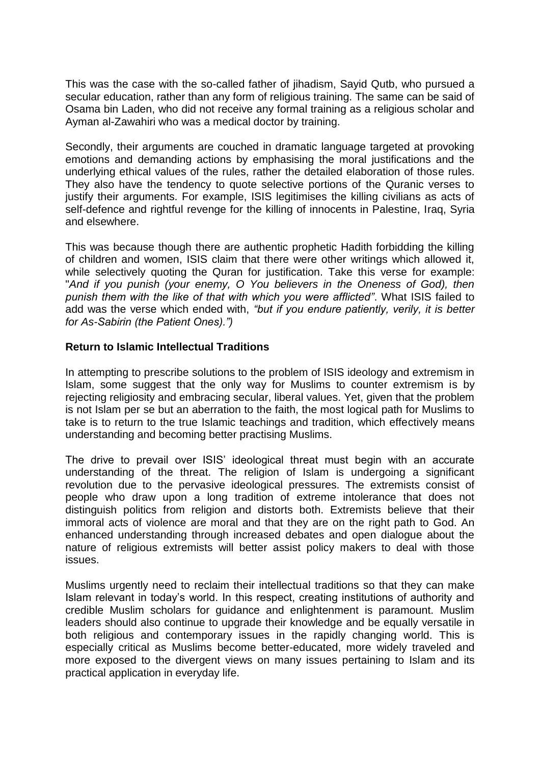This was the case with the so-called father of jihadism, Sayid Qutb, who pursued a secular education, rather than any form of religious training. The same can be said of Osama bin Laden, who did not receive any formal training as a religious scholar and Ayman al-Zawahiri who was a medical doctor by training.

Secondly, their arguments are couched in dramatic language targeted at provoking emotions and demanding actions by emphasising the moral justifications and the underlying ethical values of the rules, rather the detailed elaboration of those rules. They also have the tendency to quote selective portions of the Quranic verses to justify their arguments. For example, ISIS legitimises the killing civilians as acts of self-defence and rightful revenge for the killing of innocents in Palestine, Iraq, Syria and elsewhere.

This was because though there are authentic prophetic Hadith forbidding the killing of children and women, ISIS claim that there were other writings which allowed it, while selectively quoting the Quran for justification. Take this verse for example: "*And if you punish (your enemy, O You believers in the Oneness of God), then punish them with the like of that with which you were afflicted"*. What ISIS failed to add was the verse which ended with, *"but if you endure patiently, verily, it is better for As-Sabirin (the Patient Ones).")*

**Return to Islamic Intellectual Traditions**

In attempting to prescribe solutions to the problem of ISIS ideology and extremism in Islam, some suggest that the only way for Muslims to counter extremism is by rejecting religiosity and embracing secular, liberal values. Yet, given that the problem is not Islam per se but an aberration to the faith, the most logical path for Muslims to take is to return to the true Islamic teachings and tradition, which effectively means understanding and becoming better practising Muslims.

The drive to prevail over ISIS' ideological threat must begin with an accurate understanding of the threat. The religion of Islam is undergoing a significant revolution due to the pervasive ideological pressures. The extremists consist of people who draw upon a long tradition of extreme intolerance that does not distinguish politics from religion and distorts both. Extremists believe that their immoral acts of violence are moral and that they are on the right path to God. An enhanced understanding through increased debates and open dialogue about the nature of religious extremists will better assist policy makers to deal with those issues.

Muslims urgently need to reclaim their intellectual traditions so that they can make Islam relevant in today's world. In this respect, creating institutions of authority and credible Muslim scholars for guidance and enlightenment is paramount. Muslim leaders should also continue to upgrade their knowledge and be equally versatile in both religious and contemporary issues in the rapidly changing world. This is especially critical as Muslims become better-educated, more widely traveled and more exposed to the divergent views on many issues pertaining to Islam and its practical application in everyday life.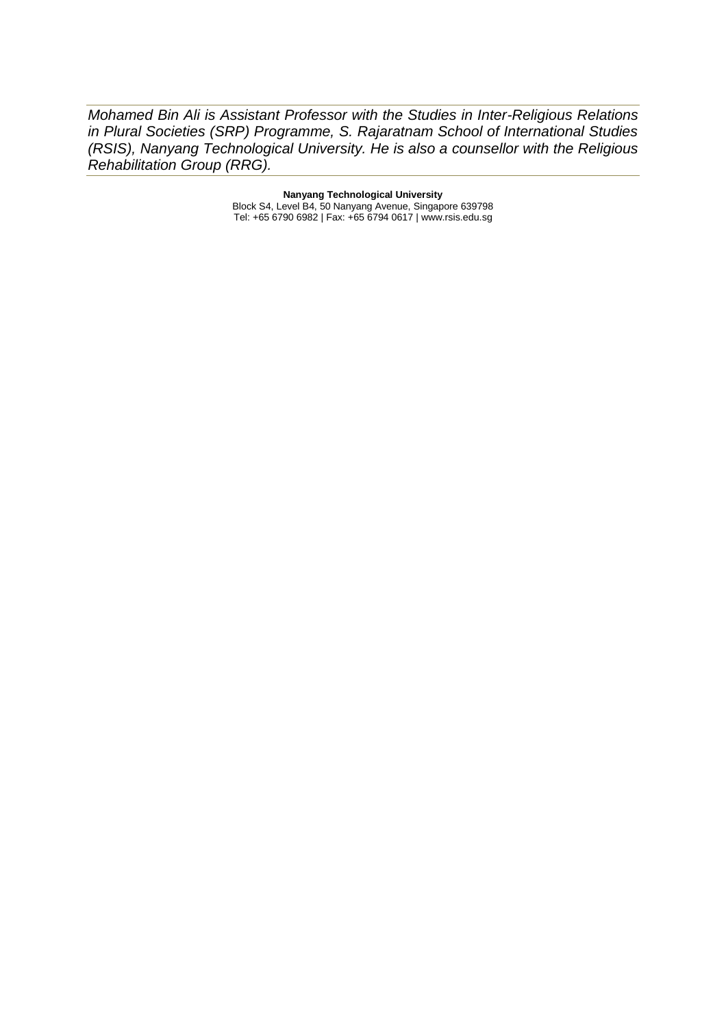*Mohamed Bin Ali is Assistant Professor with the Studies in Inter-Religious Relations in Plural Societies (SRP) Programme, S. Rajaratnam School of International Studies (RSIS), Nanyang Technological University. He is also a counsellor with the Religious Rehabilitation Group (RRG).*

**Nanyang Technological University**
Block S4, Level B4, 50 Nanyang Avenue, Singapore 639798
Tel: +65 6790 6982 | Fax: +65 6794 0617 | www.rsis.edu.sg